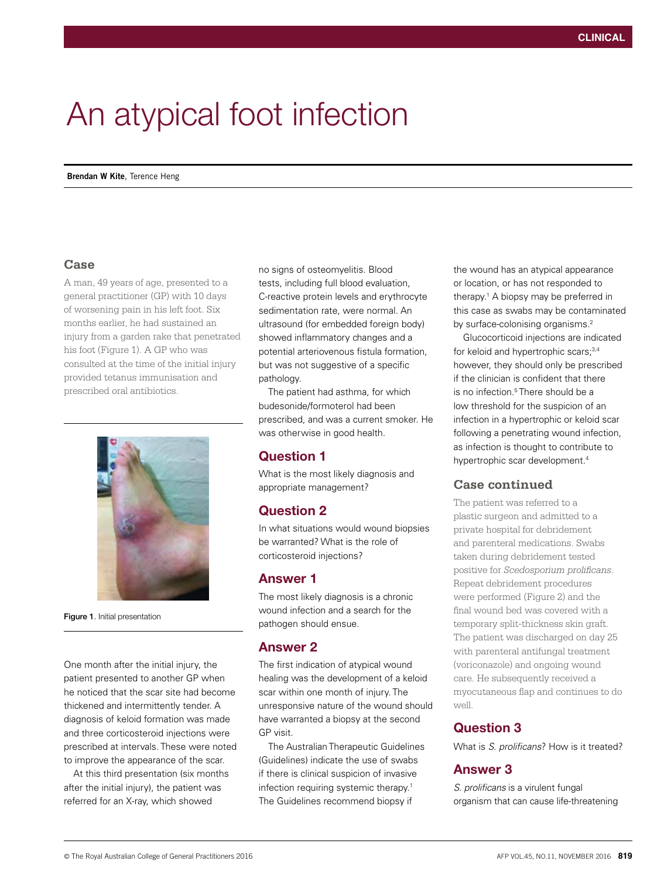# An atypical foot infection

**Brendan W Kite**, Terence Heng

## Case

A man, 49 years of age, presented to a general practitioner (GP) with 10 days of worsening pain in his left foot. Six months earlier, he had sustained an injury from a garden rake that penetrated his foot (Figure 1). A GP who was consulted at the time of the initial injury provided tetanus immunisation and prescribed oral antibiotics.

Figure 1. Initial presentation

One month after the initial injury, the patient presented to another GP when he noticed that the scar site had become thickened and intermittently tender. A diagnosis of keloid formation was made and three corticosteroid injections were prescribed at intervals. These were noted to improve the appearance of the scar.

At this third presentation (six months after the initial injury), the patient was referred for an X-ray, which showed no signs of osteomyelitis. Blood tests, including full blood evaluation, C-reactive protein levels and erythrocyte sedimentation rate, were normal. An ultrasound (for embedded foreign body) showed inflammatory changes and a potential arteriovenous fistula formation, but was not suggestive of a specific pathology.

The patient had asthma, for which budesonide/formoterol had been prescribed, and was a current smoker. He was otherwise in good health.

## Question 1

What is the most likely diagnosis and appropriate management?

## Question 2

In what situations would wound biopsies be warranted? What is the role of corticosteroid injections?

## Answer 1

The most likely diagnosis is a chronic wound infection and a search for the pathogen should ensue.

## Answer 2

The first indication of atypical wound healing was the development of a keloid scar within one month of injury. The unresponsive nature of the wound should have warranted a biopsy at the second GP visit.

The Australian Therapeutic Guidelines (Guidelines) indicate the use of swabs if there is clinical suspicion of invasive infection requiring systemic therapy.[1] The Guidelines recommend biopsy if the wound has an atypical appearance or location, or has not responded to therapy.[1] A biopsy may be preferred in this case as swabs may be contaminated by surface-colonising organisms.[2]

Glucocorticoid injections are indicated for keloid and hypertrophic scars;[3,4] however, they should only be prescribed if the clinician is confident that there is no infection.[5] There should be a low threshold for the suspicion of an infection in a hypertrophic or keloid scar following a penetrating wound infection, as infection is thought to contribute to hypertrophic scar development.[4]

## Case continued

The patient was referred to a plastic surgeon and admitted to a private hospital for debridement and parenteral medications. Swabs taken during debridement tested positive for *Scedosporium prolificans*. Repeat debridement procedures were performed (Figure 2) and the final wound bed was covered with a temporary split-thickness skin graft. The patient was discharged on day 25 with parenteral antifungal treatment (voriconazole) and ongoing wound care. He subsequently received a myocutaneous flap and continues to do well.

## Question 3

What is *S. prolificans*? How is it treated?

## Answer 3

*S. prolificans* is a virulent fungal organism that can cause life-threatening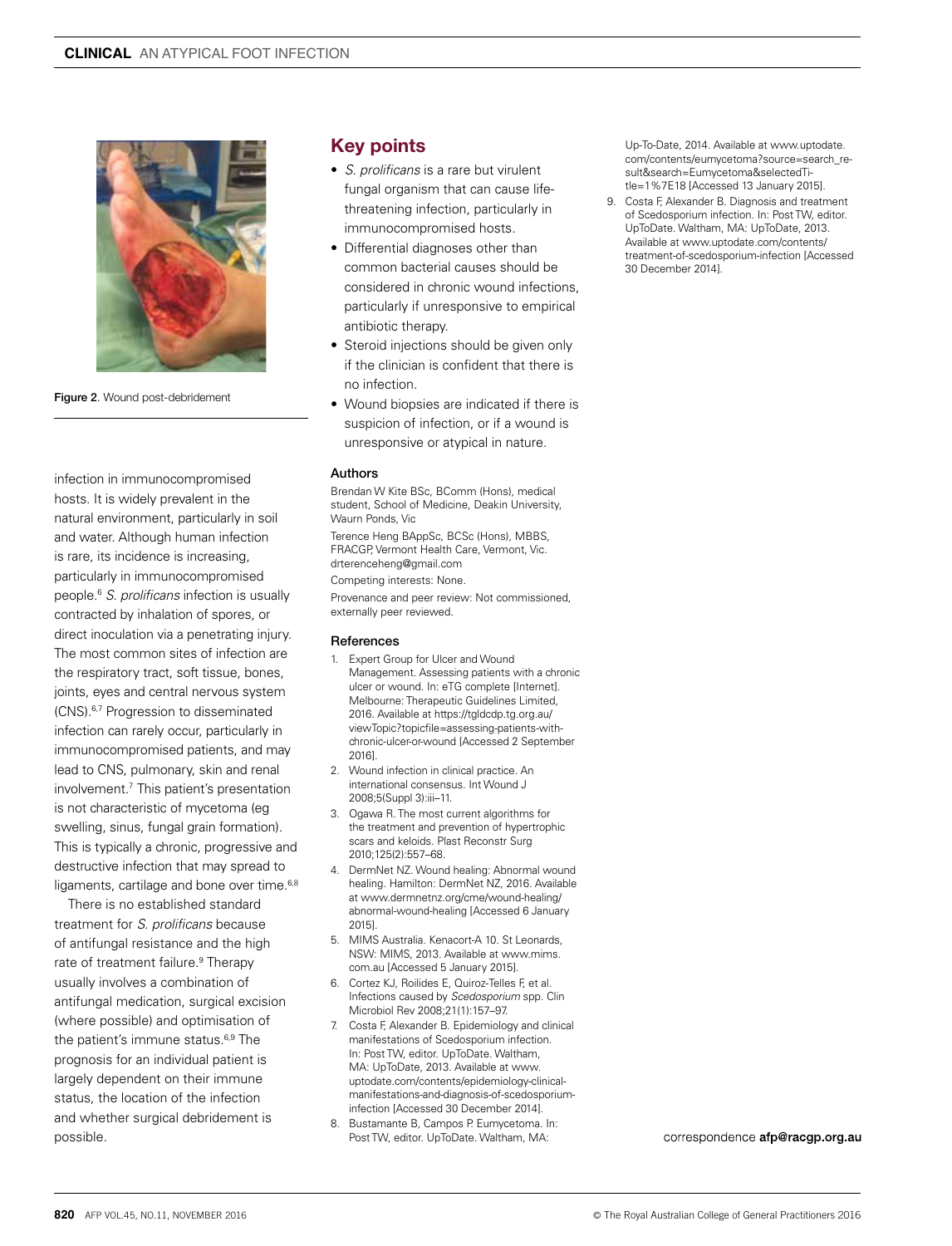Figure 2. Wound post-debridement

infection in immunocompromised hosts. It is widely prevalent in the natural environment, particularly in soil and water. Although human infection is rare, its incidence is increasing, particularly in immunocompromised people.[6] *S. prolificans* infection is usually contracted by inhalation of spores, or direct inoculation via a penetrating injury. The most common sites of infection are the respiratory tract, soft tissue, bones, joints, eyes and central nervous system (CNS).[6,7] Progression to disseminated infection can rarely occur, particularly in immunocompromised patients, and may lead to CNS, pulmonary, skin and renal involvement.[7] This patient's presentation is not characteristic of mycetoma (eg swelling, sinus, fungal grain formation). This is typically a chronic, progressive and destructive infection that may spread to ligaments, cartilage and bone over time.[6,8]

There is no established standard treatment for *S. prolificans* because of antifungal resistance and the high rate of treatment failure.[9] Therapy usually involves a combination of antifungal medication, surgical excision (where possible) and optimisation of the patient's immune status.[6,9] The prognosis for an individual patient is largely dependent on their immune status, the location of the infection and whether surgical debridement is possible.

## Key points

- *S. prolificans* is a rare but virulent fungal organism that can cause life-threatening infection, particularly in immunocompromised hosts.
- Differential diagnoses other than common bacterial causes should be considered in chronic wound infections, particularly if unresponsive to empirical antibiotic therapy.
- Steroid injections should be given only if the clinician is confident that there is no infection.
- Wound biopsies are indicated if there is suspicion of infection, or if a wound is unresponsive or atypical in nature.

### Authors

Brendan W Kite BSc, BComm (Hons), medical student, School of Medicine, Deakin University, Waurn Ponds, Vic

Terence Heng BAppSc, BCSc (Hons), MBBS, FRACGP, Vermont Health Care, Vermont, Vic. drterenceheng@gmail.com

Competing interests: None.

Provenance and peer review: Not commissioned, externally peer reviewed.

### References

1. Expert Group for Ulcer and Wound Management. Assessing patients with a chronic ulcer or wound. In: eTG complete [Internet]. Melbourne: Therapeutic Guidelines Limited, 2016. Available at https://tgldcdp.tg.org.au/viewTopic?topicfile=assessing-patients-with-chronic-ulcer-or-wound [Accessed 2 September 2016].
2. Wound infection in clinical practice. An international consensus. Int Wound J 2008;5(Suppl 3):iii–11.
3. Ogawa R. The most current algorithms for the treatment and prevention of hypertrophic scars and keloids. Plast Reconstr Surg 2010;125(2):557–68.
4. DermNet NZ. Wound healing: Abnormal wound healing. Hamilton: DermNet NZ, 2016. Available at www.dermnetnz.org/cme/wound-healing/abnormal-wound-healing [Accessed 6 January 2015].
5. MIMS Australia. Kenacort-A 10. St Leonards, NSW: MIMS, 2013. Available at www.mims.com.au [Accessed 5 January 2015].
6. Cortez KJ, Roilides E, Quiroz-Telles F, et al. Infections caused by *Scedosporium* spp. Clin Microbiol Rev 2008;21(1):157–97.
7. Costa F, Alexander B. Epidemiology and clinical manifestations of Scedosporium infection. In: Post TW, editor. UpToDate. Waltham, MA: UpToDate, 2013. Available at www.uptodate.com/contents/epidemiology-clinical-manifestations-and-diagnosis-of-scedosporium-infection [Accessed 30 December 2014].
8. Bustamante B, Campos P. Eumycetoma. In: Post TW, editor. UpToDate. Waltham, MA: Up-To-Date, 2014. Available at www.uptodate.com/contents/eumycetoma?source=search_result&search=Eumycetoma&selectedTitle=1%7E18 [Accessed 13 January 2015].
9. Costa F, Alexander B. Diagnosis and treatment of Scedosporium infection. In: Post TW, editor. UpToDate. Waltham, MA: UpToDate, 2013. Available at www.uptodate.com/contents/treatment-of-scedosporium-infection [Accessed 30 December 2014].

correspondence **afp@racgp.org.au**